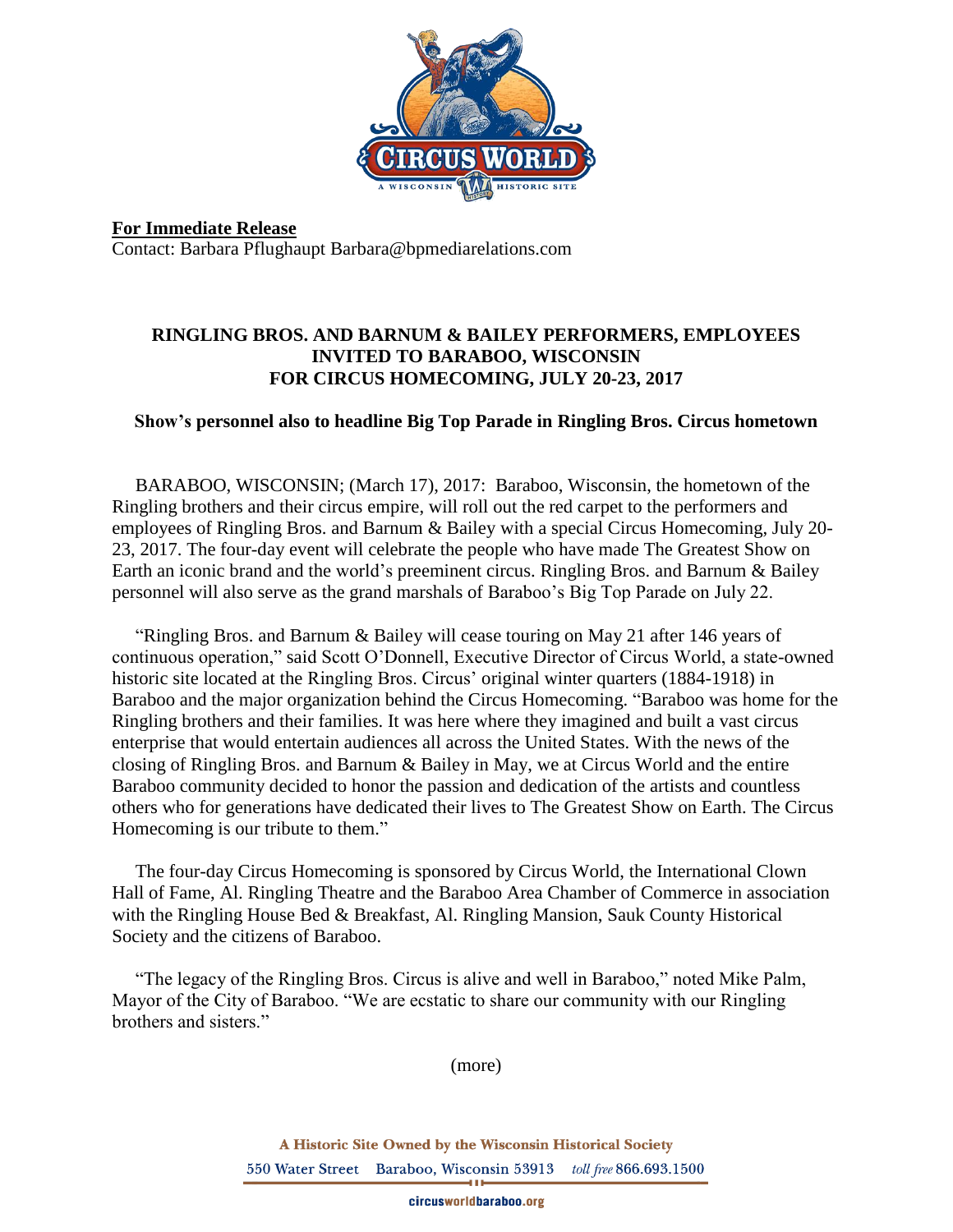**For Immediate Release**
Contact: Barbara Pflughaupt Barbara@bpmediarelations.com

# RINGLING BROS. AND BARNUM & BAILEY PERFORMERS, EMPLOYEES INVITED TO BARABOO, WISCONSIN FOR CIRCUS HOMECOMING, JULY 20-23, 2017

**Show's personnel also to headline Big Top Parade in Ringling Bros. Circus hometown**

BARABOO, WISCONSIN; (March 17), 2017: Baraboo, Wisconsin, the hometown of the Ringling brothers and their circus empire, will roll out the red carpet to the performers and employees of Ringling Bros. and Barnum & Bailey with a special Circus Homecoming, July 20-23, 2017. The four-day event will celebrate the people who have made The Greatest Show on Earth an iconic brand and the world's preeminent circus. Ringling Bros. and Barnum & Bailey personnel will also serve as the grand marshals of Baraboo's Big Top Parade on July 22.

"Ringling Bros. and Barnum & Bailey will cease touring on May 21 after 146 years of continuous operation," said Scott O'Donnell, Executive Director of Circus World, a state-owned historic site located at the Ringling Bros. Circus' original winter quarters (1884-1918) in Baraboo and the major organization behind the Circus Homecoming. "Baraboo was home for the Ringling brothers and their families. It was here where they imagined and built a vast circus enterprise that would entertain audiences all across the United States. With the news of the closing of Ringling Bros. and Barnum & Bailey in May, we at Circus World and the entire Baraboo community decided to honor the passion and dedication of the artists and countless others who for generations have dedicated their lives to The Greatest Show on Earth. The Circus Homecoming is our tribute to them."

The four-day Circus Homecoming is sponsored by Circus World, the International Clown Hall of Fame, Al. Ringling Theatre and the Baraboo Area Chamber of Commerce in association with the Ringling House Bed & Breakfast, Al. Ringling Mansion, Sauk County Historical Society and the citizens of Baraboo.

"The legacy of the Ringling Bros. Circus is alive and well in Baraboo," noted Mike Palm, Mayor of the City of Baraboo. "We are ecstatic to share our community with our Ringling brothers and sisters."

(more)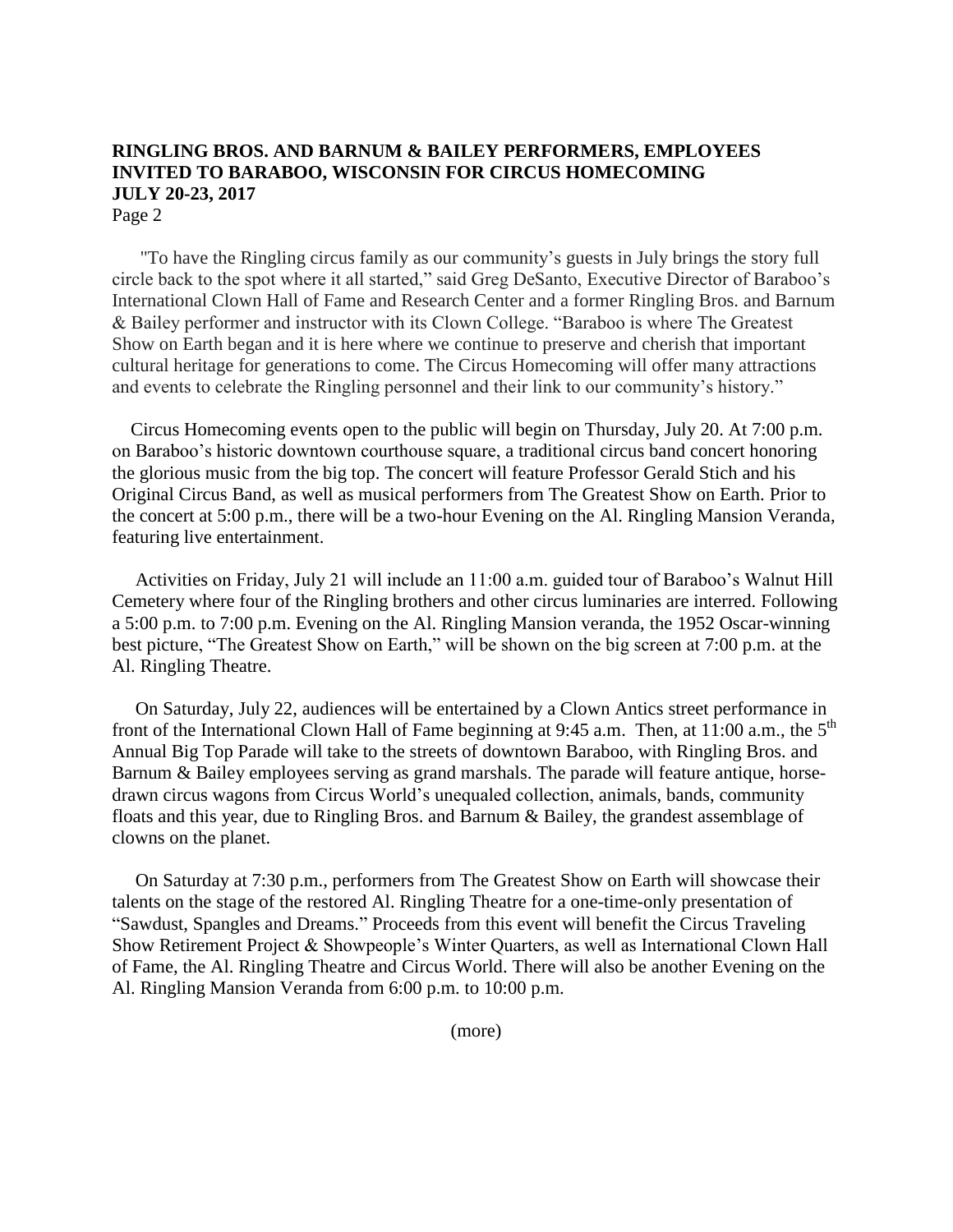**RINGLING BROS. AND BARNUM & BAILEY PERFORMERS, EMPLOYEES INVITED TO BARABOO, WISCONSIN FOR CIRCUS HOMECOMING JULY 20-23, 2017**

"To have the Ringling circus family as our community's guests in July brings the story full circle back to the spot where it all started," said Greg DeSanto, Executive Director of Baraboo's International Clown Hall of Fame and Research Center and a former Ringling Bros. and Barnum & Bailey performer and instructor with its Clown College. "Baraboo is where The Greatest Show on Earth began and it is here where we continue to preserve and cherish that important cultural heritage for generations to come. The Circus Homecoming will offer many attractions and events to celebrate the Ringling personnel and their link to our community's history."

Circus Homecoming events open to the public will begin on Thursday, July 20. At 7:00 p.m. on Baraboo's historic downtown courthouse square, a traditional circus band concert honoring the glorious music from the big top. The concert will feature Professor Gerald Stich and his Original Circus Band, as well as musical performers from The Greatest Show on Earth. Prior to the concert at 5:00 p.m., there will be a two-hour Evening on the Al. Ringling Mansion Veranda, featuring live entertainment.

Activities on Friday, July 21 will include an 11:00 a.m. guided tour of Baraboo's Walnut Hill Cemetery where four of the Ringling brothers and other circus luminaries are interred. Following a 5:00 p.m. to 7:00 p.m. Evening on the Al. Ringling Mansion veranda, the 1952 Oscar-winning best picture, "The Greatest Show on Earth," will be shown on the big screen at 7:00 p.m. at the Al. Ringling Theatre.

On Saturday, July 22, audiences will be entertained by a Clown Antics street performance in front of the International Clown Hall of Fame beginning at 9:45 a.m. Then, at 11:00 a.m., the 5th Annual Big Top Parade will take to the streets of downtown Baraboo, with Ringling Bros. and Barnum & Bailey employees serving as grand marshals. The parade will feature antique, horse-drawn circus wagons from Circus World's unequaled collection, animals, bands, community floats and this year, due to Ringling Bros. and Barnum & Bailey, the grandest assemblage of clowns on the planet.

On Saturday at 7:30 p.m., performers from The Greatest Show on Earth will showcase their talents on the stage of the restored Al. Ringling Theatre for a one-time-only presentation of "Sawdust, Spangles and Dreams." Proceeds from this event will benefit the Circus Traveling Show Retirement Project & Showpeople's Winter Quarters, as well as International Clown Hall of Fame, the Al. Ringling Theatre and Circus World. There will also be another Evening on the Al. Ringling Mansion Veranda from 6:00 p.m. to 10:00 p.m.

(more)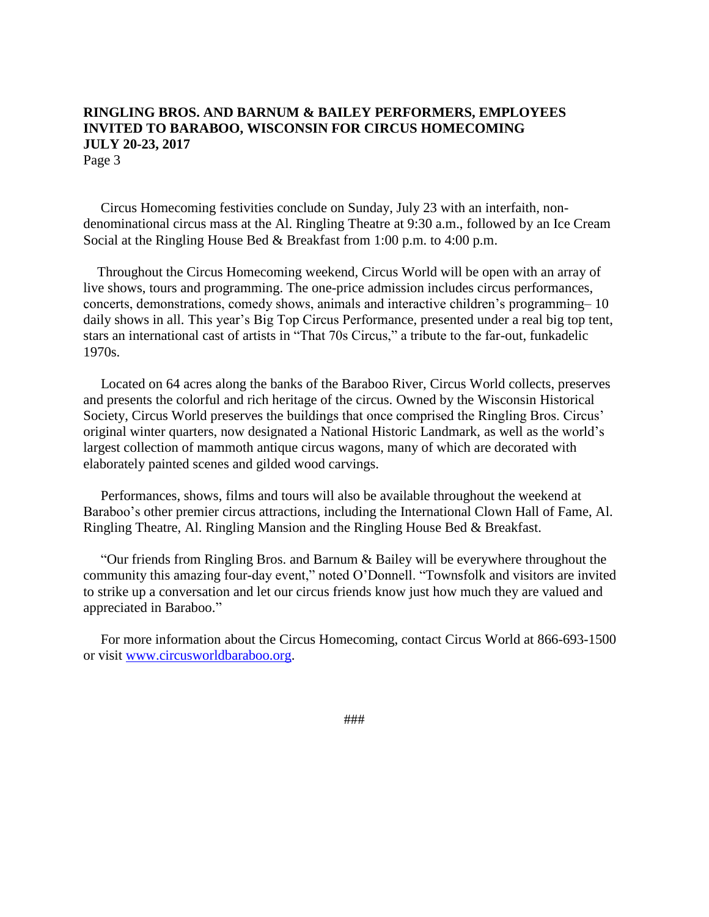Circus Homecoming festivities conclude on Sunday, July 23 with an interfaith, non-denominational circus mass at the Al. Ringling Theatre at 9:30 a.m., followed by an Ice Cream Social at the Ringling House Bed & Breakfast from 1:00 p.m. to 4:00 p.m.

Throughout the Circus Homecoming weekend, Circus World will be open with an array of live shows, tours and programming. The one-price admission includes circus performances, concerts, demonstrations, comedy shows, animals and interactive children's programming– 10 daily shows in all. This year's Big Top Circus Performance, presented under a real big top tent, stars an international cast of artists in "That 70s Circus," a tribute to the far-out, funkadelic 1970s.

Located on 64 acres along the banks of the Baraboo River, Circus World collects, preserves and presents the colorful and rich heritage of the circus. Owned by the Wisconsin Historical Society, Circus World preserves the buildings that once comprised the Ringling Bros. Circus' original winter quarters, now designated a National Historic Landmark, as well as the world's largest collection of mammoth antique circus wagons, many of which are decorated with elaborately painted scenes and gilded wood carvings.

Performances, shows, films and tours will also be available throughout the weekend at Baraboo's other premier circus attractions, including the International Clown Hall of Fame, Al. Ringling Theatre, Al. Ringling Mansion and the Ringling House Bed & Breakfast.

"Our friends from Ringling Bros. and Barnum & Bailey will be everywhere throughout the community this amazing four-day event," noted O'Donnell. "Townsfolk and visitors are invited to strike up a conversation and let our circus friends know just how much they are valued and appreciated in Baraboo."

For more information about the Circus Homecoming, contact Circus World at 866-693-1500 or visit [www.circusworldbaraboo.org](http://www.circusworldbaraboo.org).

###